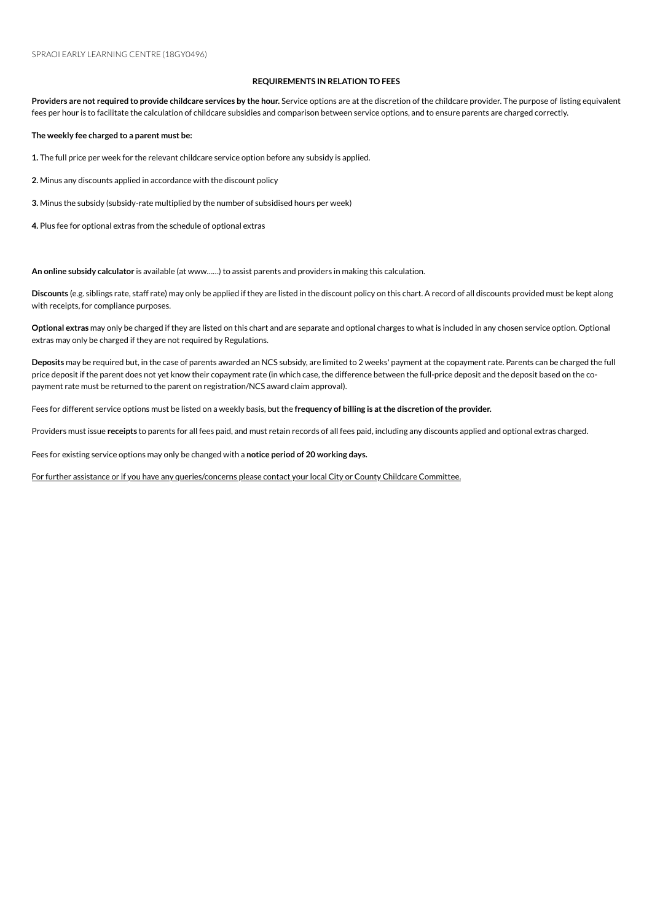SPRAOI EARLY LEARNING CENTRE (18GY0496)

## REQUIREMENTS IN RELATION TO FEES

**Providers are not required to provide childcare services by the hour.** Service options are at the discretion of the childcare provider. The purpose of listing equivalent fees per hour is to facilitate the calculation of childcare subsidies and comparison between service options, and to ensure parents are charged correctly.

**The weekly fee charged to a parent must be:**

**1.** The full price per week for the relevant childcare service option before any subsidy is applied.

**2.** Minus any discounts applied in accordance with the discount policy

**3.** Minus the subsidy (subsidy-rate multiplied by the number of subsidised hours per week)

**4.** Plus fee for optional extras from the schedule of optional extras

**An online subsidy calculator** is available (at www......) to assist parents and providers in making this calculation.

**Discounts** (e.g. siblings rate, staff rate) may only be applied if they are listed in the discount policy on this chart. A record of all discounts provided must be kept along with receipts, for compliance purposes.

**Optional extras** may only be charged if they are listed on this chart and are separate and optional charges to what is included in any chosen service option. Optional extras may only be charged if they are not required by Regulations.

**Deposits** may be required but, in the case of parents awarded an NCS subsidy, are limited to 2 weeks' payment at the copayment rate. Parents can be charged the full price deposit if the parent does not yet know their copayment rate (in which case, the difference between the full-price deposit and the deposit based on the co-payment rate must be returned to the parent on registration/NCS award claim approval).

Fees for different service options must be listed on a weekly basis, but the **frequency of billing is at the discretion of the provider.**

Providers must issue **receipts** to parents for all fees paid, and must retain records of all fees paid, including any discounts applied and optional extras charged.

Fees for existing service options may only be changed with a **notice period of 20 working days.**

For further assistance or if you have any queries/concerns please contact your local City or County Childcare Committee.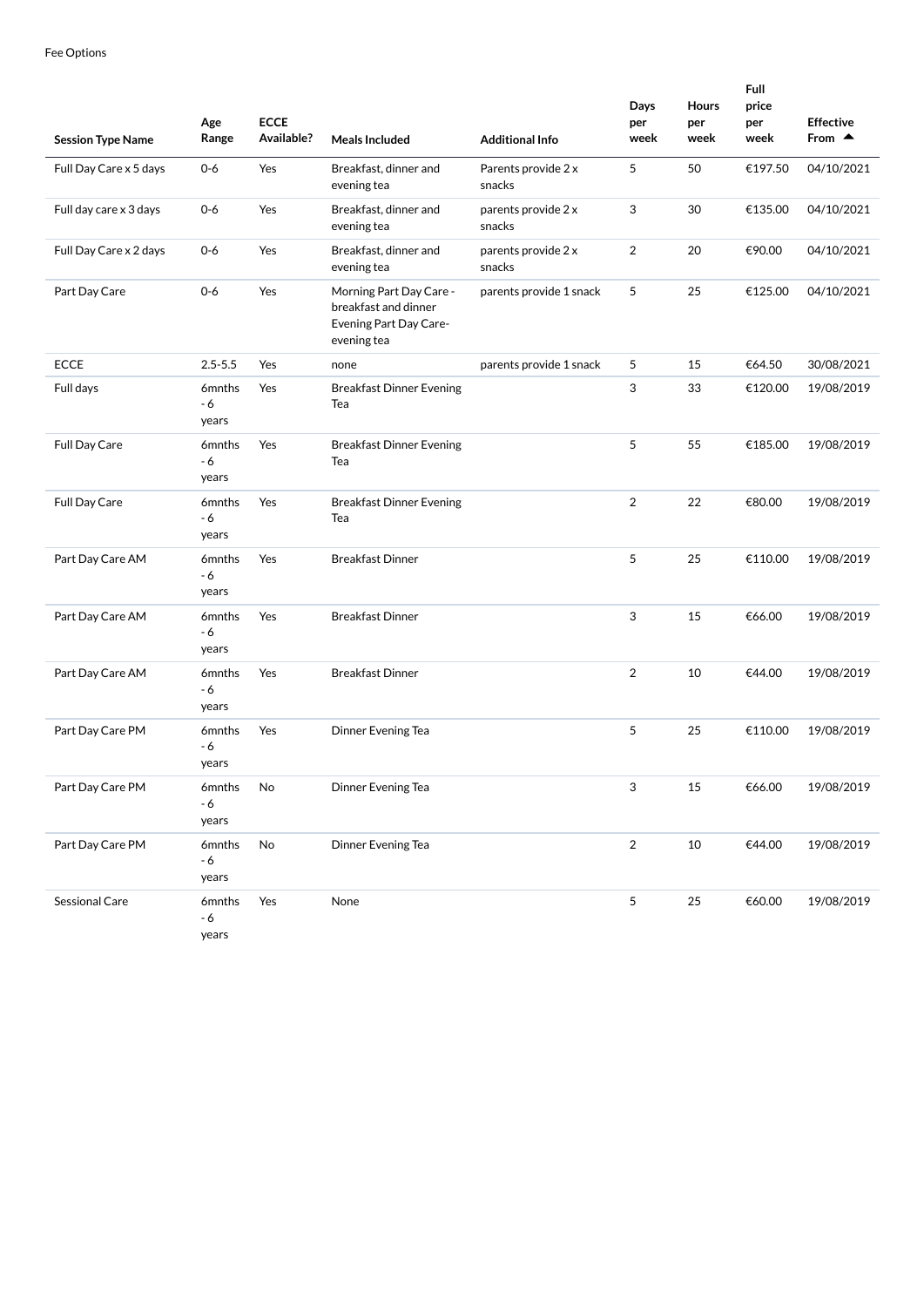Fee Options

| Session Type Name | Age Range | ECCE Available? | Meals Included | Additional Info | Days per week | Hours per week | Full price per week | Effective From ▲ |
|---|---|---|---|---|---|---|---|---|
| Full Day Care x 5 days | 0-6 | Yes | Breakfast, dinner and evening tea | Parents provide 2 x snacks | 5 | 50 | €197.50 | 04/10/2021 |
| Full day care x 3 days | 0-6 | Yes | Breakfast, dinner and evening tea | parents provide 2 x snacks | 3 | 30 | €135.00 | 04/10/2021 |
| Full Day Care x 2 days | 0-6 | Yes | Breakfast, dinner and evening tea | parents provide 2 x snacks | 2 | 20 | €90.00 | 04/10/2021 |
| Part Day Care | 0-6 | Yes | Morning Part Day Care - breakfast and dinner Evening Part Day Care- evening tea | parents provide 1 snack | 5 | 25 | €125.00 | 04/10/2021 |
| ECCE | 2.5-5.5 | Yes | none | parents provide 1 snack | 5 | 15 | €64.50 | 30/08/2021 |
| Full days | 6mnths - 6 years | Yes | Breakfast Dinner Evening Tea | | 3 | 33 | €120.00 | 19/08/2019 |
| Full Day Care | 6mnths - 6 years | Yes | Breakfast Dinner Evening Tea | | 5 | 55 | €185.00 | 19/08/2019 |
| Full Day Care | 6mnths - 6 years | Yes | Breakfast Dinner Evening Tea | | 2 | 22 | €80.00 | 19/08/2019 |
| Part Day Care AM | 6mnths - 6 years | Yes | Breakfast Dinner | | 5 | 25 | €110.00 | 19/08/2019 |
| Part Day Care AM | 6mnths - 6 years | Yes | Breakfast Dinner | | 3 | 15 | €66.00 | 19/08/2019 |
| Part Day Care AM | 6mnths - 6 years | Yes | Breakfast Dinner | | 2 | 10 | €44.00 | 19/08/2019 |
| Part Day Care PM | 6mnths - 6 years | Yes | Dinner Evening Tea | | 5 | 25 | €110.00 | 19/08/2019 |
| Part Day Care PM | 6mnths - 6 years | No | Dinner Evening Tea | | 3 | 15 | €66.00 | 19/08/2019 |
| Part Day Care PM | 6mnths - 6 years | No | Dinner Evening Tea | | 2 | 10 | €44.00 | 19/08/2019 |
| Sessional Care | 6mnths - 6 years | Yes | None | | 5 | 25 | €60.00 | 19/08/2019 |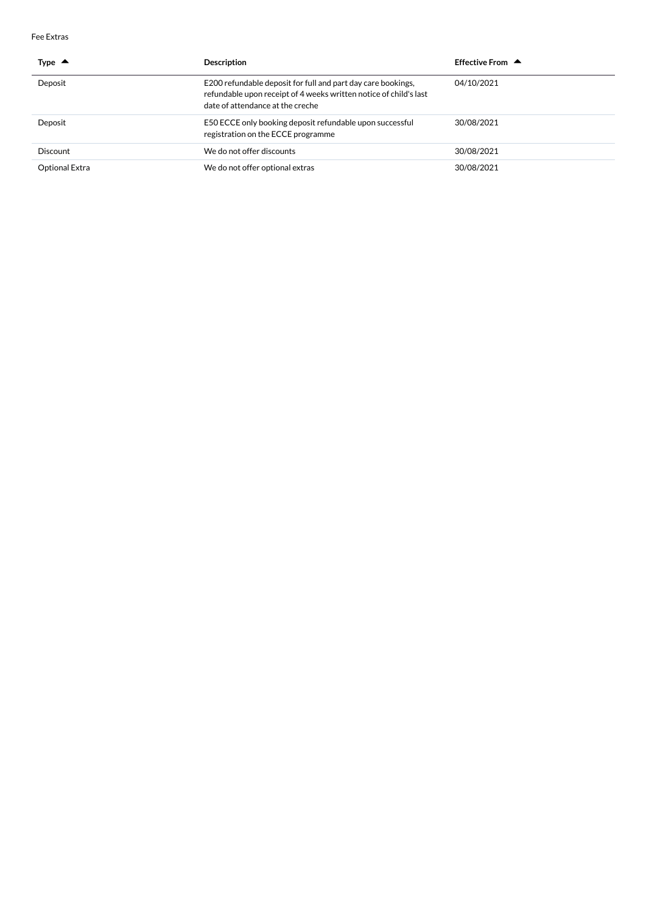Fee Extras

| Type ▲ | Description | Effective From ▲ |
| --- | --- | --- |
| Deposit | E200 refundable deposit for full and part day care bookings, refundable upon receipt of 4 weeks written notice of child's last date of attendance at the creche | 04/10/2021 |
| Deposit | E50 ECCE only booking deposit refundable upon successful registration on the ECCE programme | 30/08/2021 |
| Discount | We do not offer discounts | 30/08/2021 |
| Optional Extra | We do not offer optional extras | 30/08/2021 |